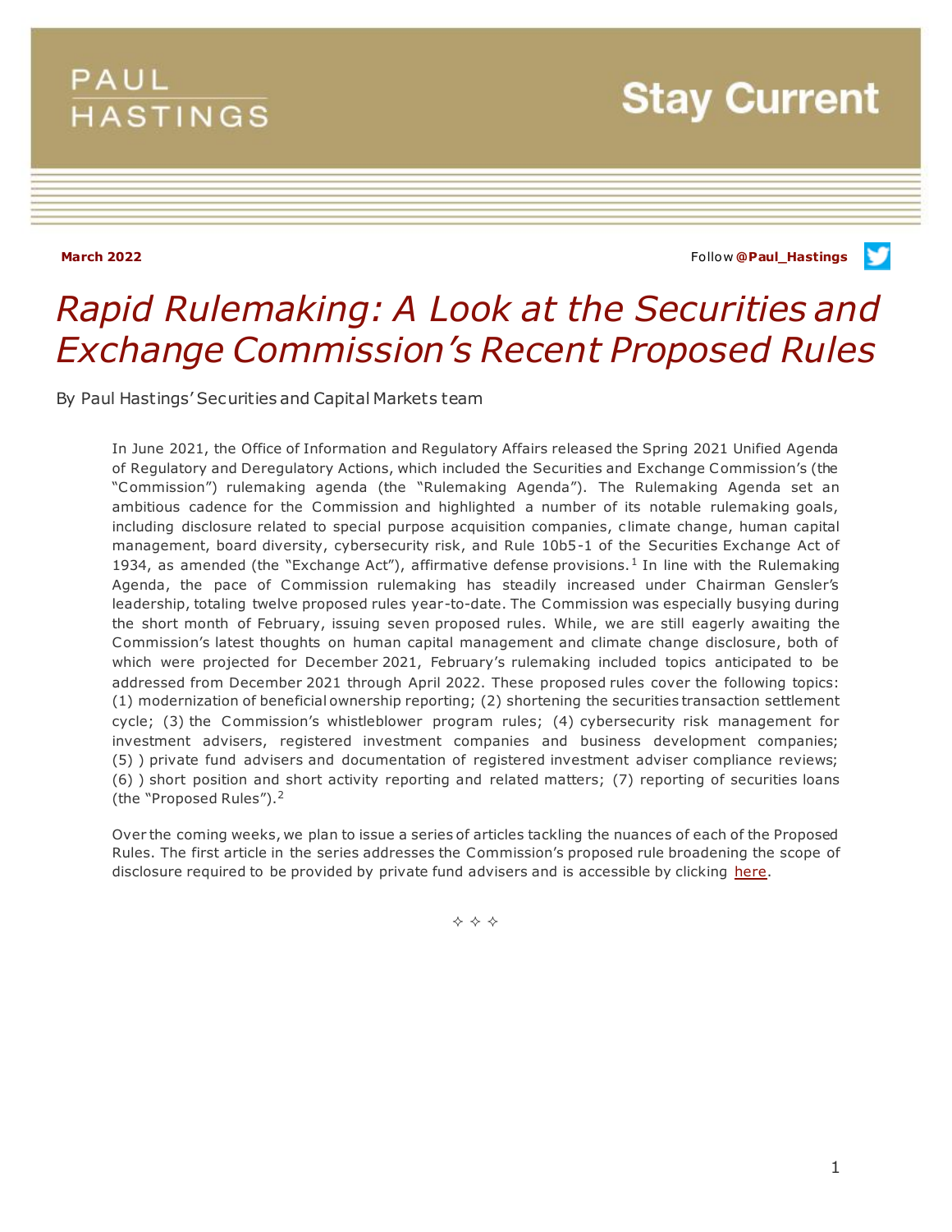PAUL HASTINGS

Stay Current

March 2022

Follow @Paul_Hastings

# *Rapid Rulemaking: A Look at the Securities and Exchange Commission's Recent Proposed Rules*

By Paul Hastings' Securities and Capital Markets team

In June 2021, the Office of Information and Regulatory Affairs released the Spring 2021 Unified Agenda of Regulatory and Deregulatory Actions, which included the Securities and Exchange Commission's (the "Commission") rulemaking agenda (the "Rulemaking Agenda"). The Rulemaking Agenda set an ambitious cadence for the Commission and highlighted a number of its notable rulemaking goals, including disclosure related to special purpose acquisition companies, climate change, human capital management, board diversity, cybersecurity risk, and Rule 10b5-1 of the Securities Exchange Act of 1934, as amended (the "Exchange Act"), affirmative defense provisions.[1] In line with the Rulemaking Agenda, the pace of Commission rulemaking has steadily increased under Chairman Gensler's leadership, totaling twelve proposed rules year-to-date. The Commission was especially busying during the short month of February, issuing seven proposed rules. While, we are still eagerly awaiting the Commission's latest thoughts on human capital management and climate change disclosure, both of which were projected for December 2021, February's rulemaking included topics anticipated to be addressed from December 2021 through April 2022. These proposed rules cover the following topics: (1) modernization of beneficial ownership reporting; (2) shortening the securities transaction settlement cycle; (3) the Commission's whistleblower program rules; (4) cybersecurity risk management for investment advisers, registered investment companies and business development companies; (5) ) private fund advisers and documentation of registered investment adviser compliance reviews; (6) ) short position and short activity reporting and related matters; (7) reporting of securities loans (the "Proposed Rules").[2]

Over the coming weeks, we plan to issue a series of articles tackling the nuances of each of the Proposed Rules. The first article in the series addresses the Commission's proposed rule broadening the scope of disclosure required to be provided by private fund advisers and is accessible by clicking here.

✧ ✧ ✧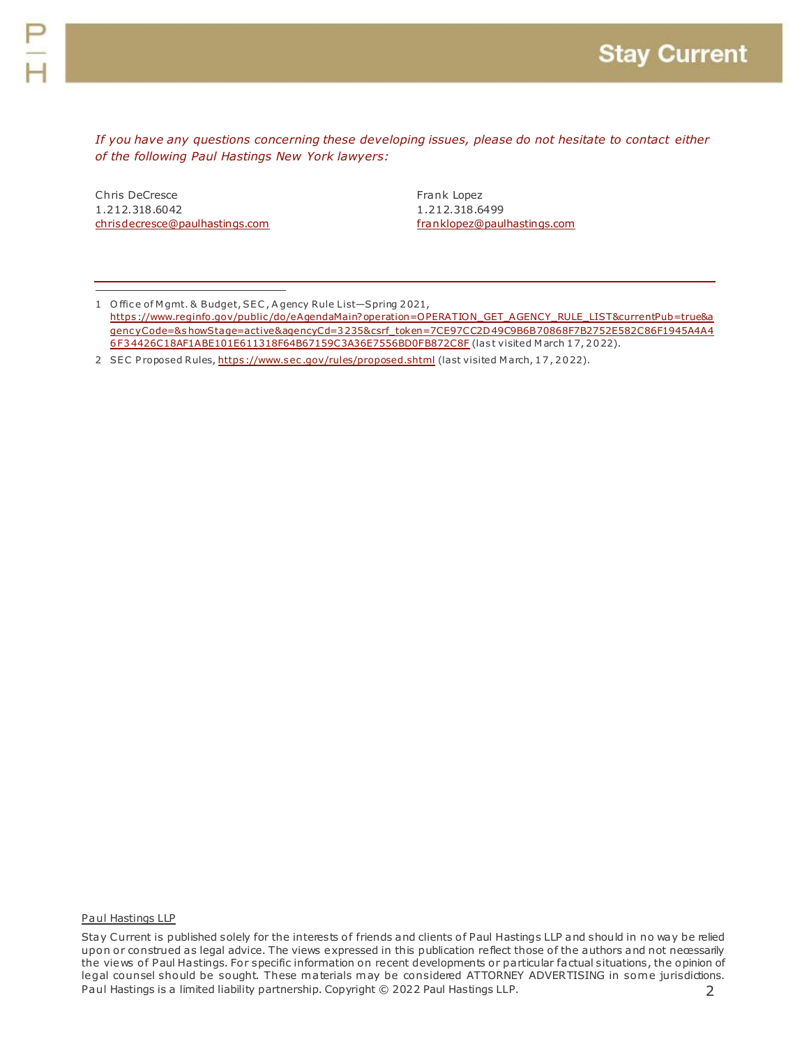*If you have any questions concerning these developing issues, please do not hesitate to contact either of the following Paul Hastings New York lawyers:*

Chris DeCresce
1.212.318.6042
chrisdecresce@paulhastings.com

Frank Lopez
1.212.318.6499
franklopez@paulhastings.com

---

1 Office of Mgmt. & Budget, SEC, Agency Rule List—Spring 2021, https://www.reginfo.gov/public/do/eAgendaMain?operation=OPERATION_GET_AGENCY_RULE_LIST&currentPub=true&agencyCode=&showStage=active&agencyCd=3235&csrf_token=7CE97CC2D49C9B6B70868F7B2752E582C86F1945A4A46F34426C18AF1ABE101E611318F64B67159C3A36E7556BD0FB872C8F (last visited March 17, 2022).

2 SEC Proposed Rules, https://www.sec.gov/rules/proposed.shtml (last visited March, 17, 2022).

Paul Hastings LLP

Stay Current is published solely for the interests of friends and clients of Paul Hastings LLP and should in no way be relied upon or construed as legal advice. The views expressed in this publication reflect those of the authors and not necessarily the views of Paul Hastings. For specific information on recent developments or particular factual situations, the opinion of legal counsel should be sought. These materials may be considered ATTORNEY ADVERTISING in some jurisdictions. Paul Hastings is a limited liability partnership. Copyright © 2022 Paul Hastings LLP.